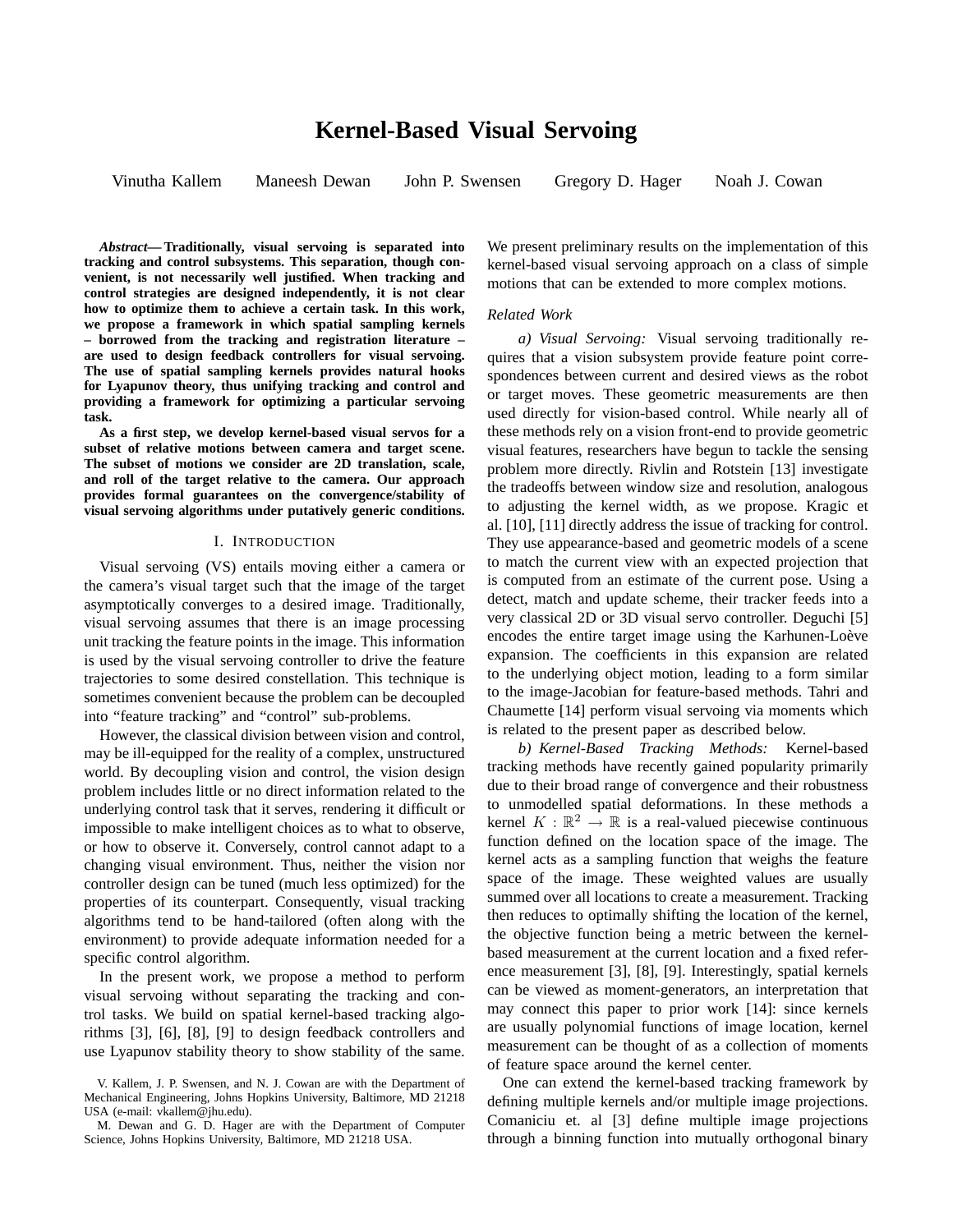# Kernel-Based Visual Servoing

Vinutha Kallem Maneesh Dewan John P. Swensen Gregory D. Hager Noah J. Cowan

***Abstract*— Traditionally, visual servoing is separated into tracking and control subsystems. This separation, though convenient, is not necessarily well justified. When tracking and control strategies are designed independently, it is not clear how to optimize them to achieve a certain task. In this work, we propose a framework in which spatial sampling kernels – borrowed from the tracking and registration literature – are used to design feedback controllers for visual servoing. The use of spatial sampling kernels provides natural hooks for Lyapunov theory, thus unifying tracking and control and providing a framework for optimizing a particular servoing task.**

**As a first step, we develop kernel-based visual servos for a subset of relative motions between camera and target scene. The subset of motions we consider are 2D translation, scale, and roll of the target relative to the camera. Our approach provides formal guarantees on the convergence/stability of visual servoing algorithms under putatively generic conditions.**

## I. Introduction

Visual servoing (VS) entails moving either a camera or the camera's visual target such that the image of the target asymptotically converges to a desired image. Traditionally, visual servoing assumes that there is an image processing unit tracking the feature points in the image. This information is used by the visual servoing controller to drive the feature trajectories to some desired constellation. This technique is sometimes convenient because the problem can be decoupled into "feature tracking" and "control" sub-problems.

However, the classical division between vision and control, may be ill-equipped for the reality of a complex, unstructured world. By decoupling vision and control, the vision design problem includes little or no direct information related to the underlying control task that it serves, rendering it difficult or impossible to make intelligent choices as to what to observe, or how to observe it. Conversely, control cannot adapt to a changing visual environment. Thus, neither the vision nor controller design can be tuned (much less optimized) for the properties of its counterpart. Consequently, visual tracking algorithms tend to be hand-tailored (often along with the environment) to provide adequate information needed for a specific control algorithm.

In the present work, we propose a method to perform visual servoing without separating the tracking and control tasks. We build on spatial kernel-based tracking algorithms [3], [6], [8], [9] to design feedback controllers and use Lyapunov stability theory to show stability of the same. We present preliminary results on the implementation of this kernel-based visual servoing approach on a class of simple motions that can be extended to more complex motions.

V. Kallem, J. P. Swensen, and N. J. Cowan are with the Department of Mechanical Engineering, Johns Hopkins University, Baltimore, MD 21218 USA (e-mail: vkallem@jhu.edu).

M. Dewan and G. D. Hager are with the Department of Computer Science, Johns Hopkins University, Baltimore, MD 21218 USA.

### *Related Work*

*a) Visual Servoing:* Visual servoing traditionally requires that a vision subsystem provide feature point correspondences between current and desired views as the robot or target moves. These geometric measurements are then used directly for vision-based control. While nearly all of these methods rely on a vision front-end to provide geometric visual features, researchers have begun to tackle the sensing problem more directly. Rivlin and Rotstein [13] investigate the tradeoffs between window size and resolution, analogous to adjusting the kernel width, as we propose. Kragic et al. [10], [11] directly address the issue of tracking for control. They use appearance-based and geometric models of a scene to match the current view with an expected projection that is computed from an estimate of the current pose. Using a detect, match and update scheme, their tracker feeds into a very classical 2D or 3D visual servo controller. Deguchi [5] encodes the entire target image using the Karhunen-Loève expansion. The coefficients in this expansion are related to the underlying object motion, leading to a form similar to the image-Jacobian for feature-based methods. Tahri and Chaumette [14] perform visual servoing via moments which is related to the present paper as described below.

*b) Kernel-Based Tracking Methods:* Kernel-based tracking methods have recently gained popularity primarily due to their broad range of convergence and their robustness to unmodelled spatial deformations. In these methods a kernel $K : \mathbb{R}^2 \rightarrow \mathbb{R}$ is a real-valued piecewise continuous function defined on the location space of the image. The kernel acts as a sampling function that weighs the feature space of the image. These weighted values are usually summed over all locations to create a measurement. Tracking then reduces to optimally shifting the location of the kernel, the objective function being a metric between the kernel-based measurement at the current location and a fixed reference measurement [3], [8], [9]. Interestingly, spatial kernels can be viewed as moment-generators, an interpretation that may connect this paper to prior work [14]: since kernels are usually polynomial functions of image location, kernel measurement can be thought of as a collection of moments of feature space around the kernel center.

One can extend the kernel-based tracking framework by defining multiple kernels and/or multiple image projections. Comaniciu et. al [3] define multiple image projections through a binning function into mutually orthogonal binary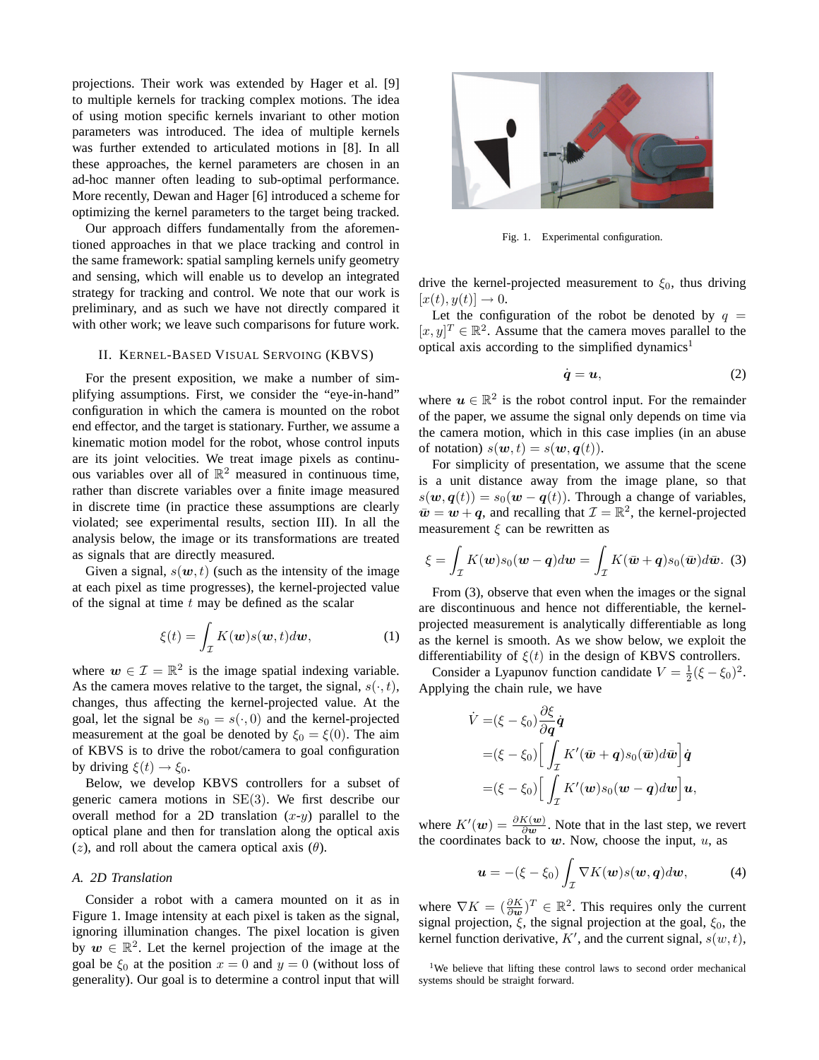projections. Their work was extended by Hager et al. [9] to multiple kernels for tracking complex motions. The idea of using motion specific kernels invariant to other motion parameters was introduced. The idea of multiple kernels was further extended to articulated motions in [8]. In all these approaches, the kernel parameters are chosen in an ad-hoc manner often leading to sub-optimal performance. More recently, Dewan and Hager [6] introduced a scheme for optimizing the kernel parameters to the target being tracked.

Our approach differs fundamentally from the aforementioned approaches in that we place tracking and control in the same framework: spatial sampling kernels unify geometry and sensing, which will enable us to develop an integrated strategy for tracking and control. We note that our work is preliminary, and as such we have not directly compared it with other work; we leave such comparisons for future work.

## II. Kernel-Based Visual Servoing (KBVS)

For the present exposition, we make a number of simplifying assumptions. First, we consider the "eye-in-hand" configuration in which the camera is mounted on the robot end effector, and the target is stationary. Further, we assume a kinematic motion model for the robot, whose control inputs are its joint velocities. We treat image pixels as continuous variables over all of $\mathbb{R}^2$ measured in continuous time, rather than discrete variables over a finite image measured in discrete time (in practice these assumptions are clearly violated; see experimental results, section III). In all the analysis below, the image or its transformations are treated as signals that are directly measured.

Given a signal, $s(\boldsymbol{w}, t)$ (such as the intensity of the image at each pixel as time progresses), the kernel-projected value of the signal at time $t$ may be defined as the scalar

$$\xi(t) = \int_{\mathcal{I}} K(\boldsymbol{w}) s(\boldsymbol{w}, t) d\boldsymbol{w}, \tag{1}$$

where $\boldsymbol{w} \in \mathcal{I} = \mathbb{R}^2$ is the image spatial indexing variable. As the camera moves relative to the target, the signal, $s(\cdot, t)$, changes, thus affecting the kernel-projected value. At the goal, let the signal be $s_0 = s(\cdot, 0)$ and the kernel-projected measurement at the goal be denoted by $\xi_0 = \xi(0)$. The aim of KBVS is to drive the robot/camera to goal configuration by driving $\xi(t) \to \xi_0$.

Below, we develop KBVS controllers for a subset of generic camera motions in $\mathrm{SE}(3)$. We first describe our overall method for a 2D translation ($x$-$y$) parallel to the optical plane and then for translation along the optical axis ($z$), and roll about the camera optical axis ($\theta$).

### A. 2D Translation

Consider a robot with a camera mounted on it as in Figure 1. Image intensity at each pixel is taken as the signal, ignoring illumination changes. The pixel location is given by $\boldsymbol{w} \in \mathbb{R}^2$. Let the kernel projection of the image at the goal be $\xi_0$ at the position $x = 0$ and $y = 0$ (without loss of generality). Our goal is to determine a control input that will drive the kernel-projected measurement to $\xi_0$, thus driving $[x(t), y(t)] \to 0$.

Fig. 1. Experimental configuration.

Let the configuration of the robot be denoted by $q = [x, y]^T \in \mathbb{R}^2$. Assume that the camera moves parallel to the optical axis according to the simplified dynamics[1]

$$\dot{\boldsymbol{q}} = \boldsymbol{u}, \tag{2}$$

where $\boldsymbol{u} \in \mathbb{R}^2$ is the robot control input. For the remainder of the paper, we assume the signal only depends on time via the camera motion, which in this case implies (in an abuse of notation) $s(\boldsymbol{w}, t) = s(\boldsymbol{w}, \boldsymbol{q}(t))$.

For simplicity of presentation, we assume that the scene is a unit distance away from the image plane, so that $s(\boldsymbol{w}, \boldsymbol{q}(t)) = s_0(\boldsymbol{w} - \boldsymbol{q}(t))$. Through a change of variables, $\bar{\boldsymbol{w}} = \boldsymbol{w} + \boldsymbol{q}$, and recalling that $\mathcal{I} = \mathbb{R}^2$, the kernel-projected measurement $\xi$ can be rewritten as

$$\xi = \int_{\mathcal{I}} K(\boldsymbol{w}) s_0(\boldsymbol{w} - \boldsymbol{q}) d\boldsymbol{w} = \int_{\mathcal{I}} K(\bar{\boldsymbol{w}} + \boldsymbol{q}) s_0(\bar{\boldsymbol{w}}) d\bar{\boldsymbol{w}}. \tag{3}$$

From (3), observe that even when the images or the signal are discontinuous and hence not differentiable, the kernel-projected measurement is analytically differentiable as long as the kernel is smooth. As we show below, we exploit the differentiability of $\xi(t)$ in the design of KBVS controllers.

Consider a Lyapunov function candidate $V = \frac{1}{2}(\xi - \xi_0)^2$. Applying the chain rule, we have

$$\begin{aligned}
\dot{V} =& (\xi - \xi_0) \frac{\partial \xi}{\partial \boldsymbol{q}} \dot{\boldsymbol{q}} \\
=& (\xi - \xi_0) \Big[ \int_{\mathcal{I}} K'(\bar{\boldsymbol{w}} + \boldsymbol{q}) s_0(\bar{\boldsymbol{w}}) d\bar{\boldsymbol{w}} \Big] \dot{\boldsymbol{q}} \\
=& (\xi - \xi_0) \Big[ \int_{\mathcal{I}} K'(\boldsymbol{w}) s_0(\boldsymbol{w} - \boldsymbol{q}) d\boldsymbol{w} \Big] \boldsymbol{u},
\end{aligned}$$

where $K'(\boldsymbol{w}) = \frac{\partial K(\boldsymbol{w})}{\partial \boldsymbol{w}}$. Note that in the last step, we revert the coordinates back to $\boldsymbol{w}$. Now, choose the input, $u$, as

$$\boldsymbol{u} = -(\xi - \xi_0) \int_{\mathcal{I}} \nabla K(\boldsymbol{w}) s(\boldsymbol{w}, \boldsymbol{q}) d\boldsymbol{w}, \tag{4}$$

where $\nabla K = (\frac{\partial K}{\partial \boldsymbol{w}})^T \in \mathbb{R}^2$. This requires only the current signal projection, $\xi$, the signal projection at the goal, $\xi_0$, the kernel function derivative, $K'$, and the current signal, $s(w, t)$,

[1] We believe that lifting these control laws to second order mechanical systems should be straight forward.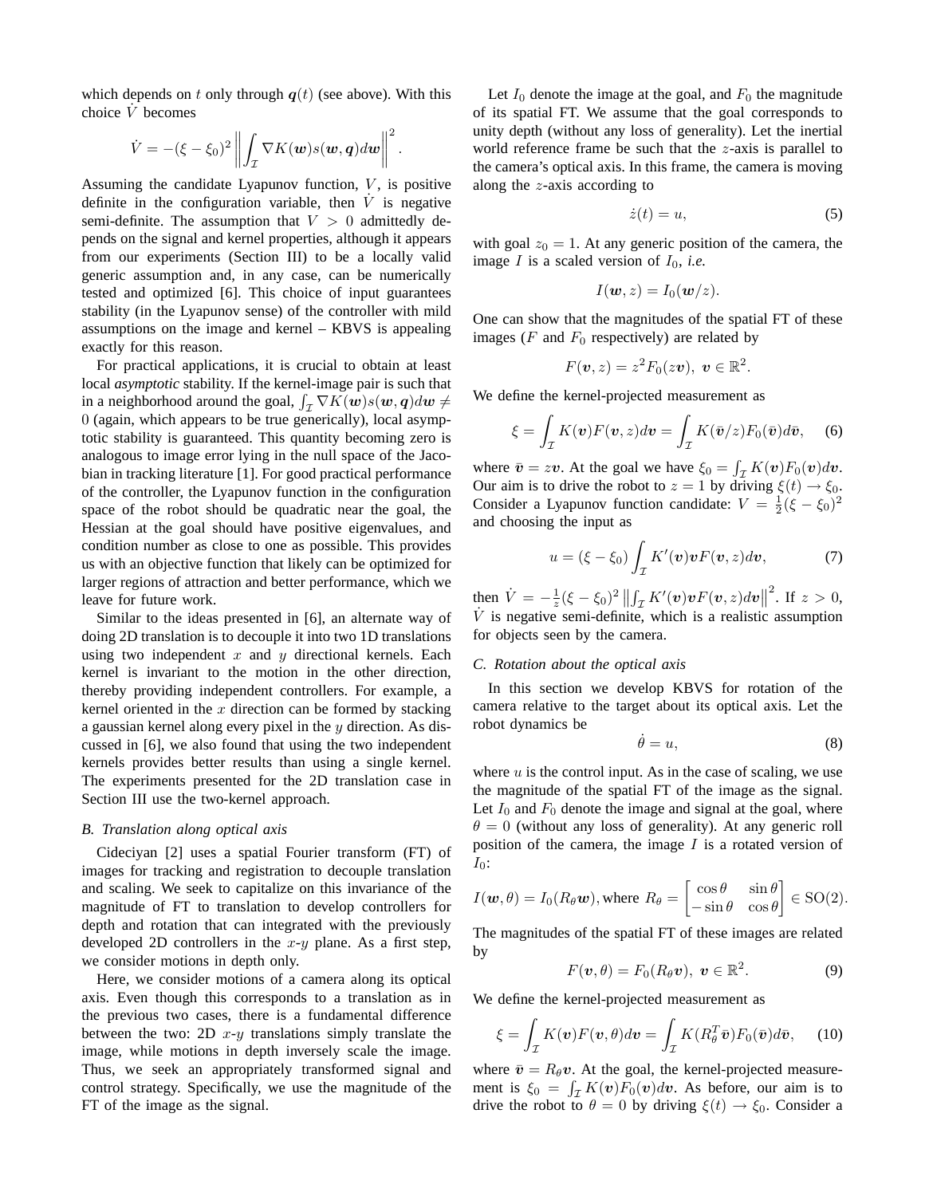which depends on $t$ only through $\boldsymbol{q}(t)$ (see above). With this choice $\dot{V}$ becomes

$$\dot{V} = -(\xi - \xi_0)^2 \left\| \int_{\mathcal{I}} \nabla K(\boldsymbol{w}) s(\boldsymbol{w}, \boldsymbol{q}) d\boldsymbol{w} \right\|^2 .$$

Assuming the candidate Lyapunov function, $V$, is positive definite in the configuration variable, then $\dot{V}$ is negative semi-definite. The assumption that $V > 0$ admittedly depends on the signal and kernel properties, although it appears from our experiments (Section III) to be a locally valid generic assumption and, in any case, can be numerically tested and optimized [6]. This choice of input guarantees stability (in the Lyapunov sense) of the controller with mild assumptions on the image and kernel – KBVS is appealing exactly for this reason.

For practical applications, it is crucial to obtain at least local *asymptotic* stability. If the kernel-image pair is such that in a neighborhood around the goal, $\int_{\mathcal{I}} \nabla K(\boldsymbol{w}) s(\boldsymbol{w}, \boldsymbol{q}) d\boldsymbol{w} \neq 0$ (again, which appears to be true generically), local asymptotic stability is guaranteed. This quantity becoming zero is analogous to image error lying in the null space of the Jacobian in tracking literature [1]. For good practical performance of the controller, the Lyapunov function in the configuration space of the robot should be quadratic near the goal, the Hessian at the goal should have positive eigenvalues, and condition number as close to one as possible. This provides us with an objective function that likely can be optimized for larger regions of attraction and better performance, which we leave for future work.

Similar to the ideas presented in [6], an alternate way of doing 2D translation is to decouple it into two 1D translations using two independent $x$ and $y$ directional kernels. Each kernel is invariant to the motion in the other direction, thereby providing independent controllers. For example, a kernel oriented in the $x$ direction can be formed by stacking a gaussian kernel along every pixel in the $y$ direction. As discussed in [6], we also found that using the two independent kernels provides better results than using a single kernel. The experiments presented for the 2D translation case in Section III use the two-kernel approach.

### B. Translation along optical axis

Cideciyan [2] uses a spatial Fourier transform (FT) of images for tracking and registration to decouple translation and scaling. We seek to capitalize on this invariance of the magnitude of FT to translation to develop controllers for depth and rotation that can integrated with the previously developed 2D controllers in the $x$-$y$ plane. As a first step, we consider motions in depth only.

Here, we consider motions of a camera along its optical axis. Even though this corresponds to a translation as in the previous two cases, there is a fundamental difference between the two: 2D $x$-$y$ translations simply translate the image, while motions in depth inversely scale the image. Thus, we seek an appropriately transformed signal and control strategy. Specifically, we use the magnitude of the FT of the image as the signal.

Let $I_0$ denote the image at the goal, and $F_0$ the magnitude of its spatial FT. We assume that the goal corresponds to unity depth (without any loss of generality). Let the inertial world reference frame be such that the $z$-axis is parallel to the camera's optical axis. In this frame, the camera is moving along the $z$-axis according to

$$\dot{z}(t) = u, \tag{5}$$

with goal $z_0 = 1$. At any generic position of the camera, the image $I$ is a scaled version of $I_0$, *i.e.*

$$I(\boldsymbol{w}, z) = I_0(\boldsymbol{w}/z).$$

One can show that the magnitudes of the spatial FT of these images ($F$ and $F_0$ respectively) are related by

$$F(\boldsymbol{v}, z) = z^2 F_0(z\boldsymbol{v}), \ \boldsymbol{v} \in \mathbb{R}^2.$$

We define the kernel-projected measurement as

$$\xi = \int_{\mathcal{I}} K(\boldsymbol{v}) F(\boldsymbol{v}, z) d\boldsymbol{v} = \int_{\mathcal{I}} K(\bar{\boldsymbol{v}}/z) F_0(\bar{\boldsymbol{v}}) d\bar{\boldsymbol{v}}, \tag{6}$$

where $\bar{\boldsymbol{v}} = z\boldsymbol{v}$. At the goal we have $\xi_0 = \int_{\mathcal{I}} K(\boldsymbol{v}) F_0(\boldsymbol{v}) d\boldsymbol{v}$. Our aim is to drive the robot to $z = 1$ by driving $\xi(t) \to \xi_0$. Consider a Lyapunov function candidate: $V = \frac{1}{2}(\xi - \xi_0)^2$ and choosing the input as

$$u = (\xi - \xi_0) \int_{\mathcal{I}} K'(\boldsymbol{v}) \boldsymbol{v} F(\boldsymbol{v}, z) d\boldsymbol{v}, \tag{7}$$

then $\dot{V} = -\frac{1}{z}(\xi - \xi_0)^2 \left\| \int_{\mathcal{I}} K'(\boldsymbol{v}) \boldsymbol{v} F(\boldsymbol{v}, z) d\boldsymbol{v} \right\|^2$. If $z > 0$, $\dot{V}$ is negative semi-definite, which is a realistic assumption for objects seen by the camera.

### C. Rotation about the optical axis

In this section we develop KBVS for rotation of the camera relative to the target about its optical axis. Let the robot dynamics be

$$\dot{\theta} = u, \tag{8}$$

where $u$ is the control input. As in the case of scaling, we use the magnitude of the spatial FT of the image as the signal. Let $I_0$ and $F_0$ denote the image and signal at the goal, where $\theta = 0$ (without any loss of generality). At any generic roll position of the camera, the image $I$ is a rotated version of $I_0$:

$$I(\boldsymbol{w}, \theta) = I_0(R_\theta \boldsymbol{w}), \text{where } R_\theta = \begin{bmatrix} \cos\theta & \sin\theta \\ -\sin\theta & \cos\theta \end{bmatrix} \in \mathrm{SO}(2).$$

The magnitudes of the spatial FT of these images are related by

$$F(\boldsymbol{v}, \theta) = F_0(R_\theta \boldsymbol{v}), \ \boldsymbol{v} \in \mathbb{R}^2. \tag{9}$$

We define the kernel-projected measurement as

$$\xi = \int_{\mathcal{I}} K(\boldsymbol{v}) F(\boldsymbol{v}, \theta) d\boldsymbol{v} = \int_{\mathcal{I}} K(R_\theta^T \bar{\boldsymbol{v}}) F_0(\bar{\boldsymbol{v}}) d\bar{\boldsymbol{v}}, \tag{10}$$

where $\bar{\boldsymbol{v}} = R_\theta \boldsymbol{v}$. At the goal, the kernel-projected measurement is $\xi_0 = \int_{\mathcal{I}} K(\boldsymbol{v}) F_0(\boldsymbol{v}) d\boldsymbol{v}$. As before, our aim is to drive the robot to $\theta = 0$ by driving $\xi(t) \to \xi_0$. Consider a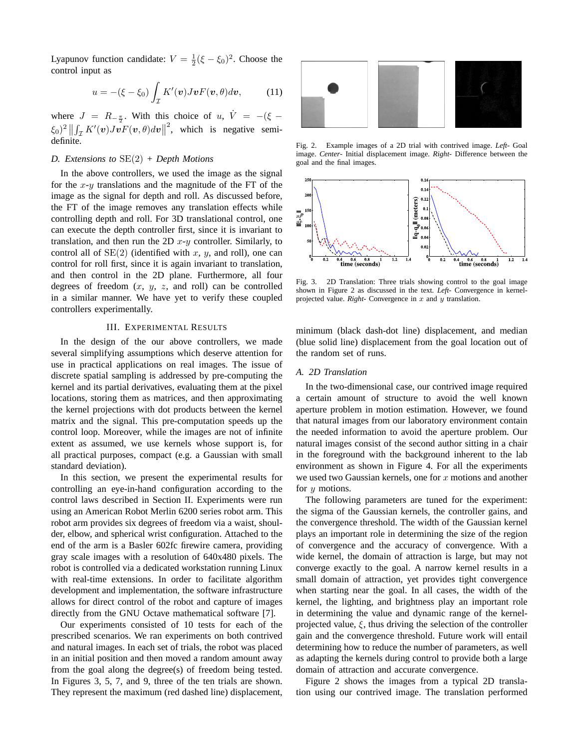Lyapunov function candidate: $V = \frac{1}{2}(\xi - \xi_0)^2$. Choose the control input as

$$u = -(\xi - \xi_0) \int_{\mathcal{I}} K'(\boldsymbol{v}) J \boldsymbol{v} F(\boldsymbol{v}, \theta) d\boldsymbol{v}, \tag{11}$$

where $J = R_{-\frac{\pi}{2}}$. With this choice of $u$, $\dot{V} = -(\xi - \xi_0)^2 \left\| \int_{\mathcal{I}} K'(\boldsymbol{v}) J \boldsymbol{v} F(\boldsymbol{v}, \theta) d\boldsymbol{v} \right\|^2$, which is negative semi-definite.

### D. Extensions to SE(2) + Depth Motions

In the above controllers, we used the image as the signal for the $x$-$y$ translations and the magnitude of the FT of the image as the signal for depth and roll. As discussed before, the FT of the image removes any translation effects while controlling depth and roll. For 3D translational control, one can execute the depth controller first, since it is invariant to translation, and then run the 2D $x$-$y$ controller. Similarly, to control all of SE(2) (identified with $x$, $y$, and roll), one can control for roll first, since it is again invariant to translation, and then control in the 2D plane. Furthermore, all four degrees of freedom ($x$, $y$, $z$, and roll) can be controlled in a similar manner. We have yet to verify these coupled controllers experimentally.

## III. Experimental Results

In the design of the our above controllers, we made several simplifying assumptions which deserve attention for use in practical applications on real images. The issue of discrete spatial sampling is addressed by pre-computing the kernel and its partial derivatives, evaluating them at the pixel locations, storing them as matrices, and then approximating the kernel projections with dot products between the kernel matrix and the signal. This pre-computation speeds up the control loop. Moreover, while the images are not of infinite extent as assumed, we use kernels whose support is, for all practical purposes, compact (e.g. a Gaussian with small standard deviation).

In this section, we present the experimental results for controlling an eye-in-hand configuration according to the control laws described in Section II. Experiments were run using an American Robot Merlin 6200 series robot arm. This robot arm provides six degrees of freedom via a waist, shoulder, elbow, and spherical wrist configuration. Attached to the end of the arm is a Basler 602fc firewire camera, providing gray scale images with a resolution of 640x480 pixels. The robot is controlled via a dedicated workstation running Linux with real-time extensions. In order to facilitate algorithm development and implementation, the software infrastructure allows for direct control of the robot and capture of images directly from the GNU Octave mathematical software [7].

Our experiments consisted of 10 tests for each of the prescribed scenarios. We ran experiments on both contrived and natural images. In each set of trials, the robot was placed in an initial position and then moved a random amount away from the goal along the degree(s) of freedom being tested. In Figures 3, 5, 7, and 9, three of the ten trials are shown. They represent the maximum (red dashed line) displacement, minimum (black dash-dot line) displacement, and median (blue solid line) displacement from the goal location out of the random set of runs.

Fig. 2. Example images of a 2D trial with contrived image. *Left*- Goal image. *Center*- Initial displacement image. *Right*- Difference between the goal and the final images.

Fig. 3. 2D Translation: Three trials showing control to the goal image shown in Figure 2 as discussed in the text. *Left*- Convergence in kernel-projected value. *Right*- Convergence in $x$ and $y$ translation.

### A. 2D Translation

In the two-dimensional case, our contrived image required a certain amount of structure to avoid the well known aperture problem in motion estimation. However, we found that natural images from our laboratory environment contain the needed information to avoid the aperture problem. Our natural images consist of the second author sitting in a chair in the foreground with the background inherent to the lab environment as shown in Figure 4. For all the experiments we used two Gaussian kernels, one for $x$ motions and another for $y$ motions.

The following parameters are tuned for the experiment: the sigma of the Gaussian kernels, the controller gains, and the convergence threshold. The width of the Gaussian kernel plays an important role in determining the size of the region of convergence and the accuracy of convergence. With a wide kernel, the domain of attraction is large, but may not converge exactly to the goal. A narrow kernel results in a small domain of attraction, yet provides tight convergence when starting near the goal. In all cases, the width of the kernel, the lighting, and brightness play an important role in determining the value and dynamic range of the kernel-projected value, $\xi$, thus driving the selection of the controller gain and the convergence threshold. Future work will entail determining how to reduce the number of parameters, as well as adapting the kernels during control to provide both a large domain of attraction and accurate convergence.

Figure 2 shows the images from a typical 2D translation using our contrived image. The translation performed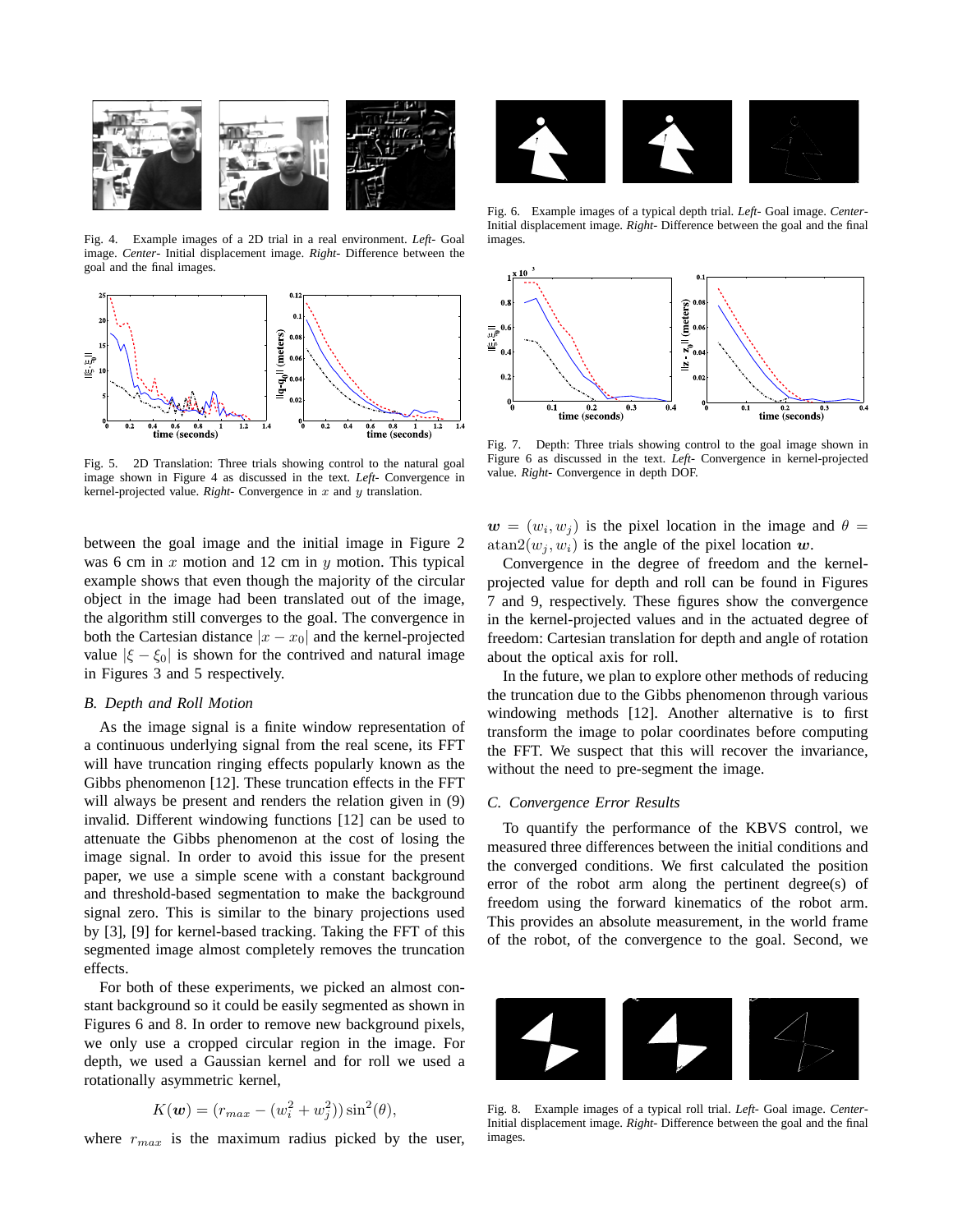Fig. 4. Example images of a 2D trial in a real environment. *Left*- Goal image. *Center*- Initial displacement image. *Right*- Difference between the goal and the final images.

Fig. 5. 2D Translation: Three trials showing control to the natural goal image shown in Figure 4 as discussed in the text. *Left*- Convergence in kernel-projected value. *Right*- Convergence in $x$ and $y$ translation.

between the goal image and the initial image in Figure 2 was 6 cm in $x$ motion and 12 cm in $y$ motion. This typical example shows that even though the majority of the circular object in the image had been translated out of the image, the algorithm still converges to the goal. The convergence in both the Cartesian distance $|x - x_0|$ and the kernel-projected value $|\xi - \xi_0|$ is shown for the contrived and natural image in Figures 3 and 5 respectively.

### B. Depth and Roll Motion

As the image signal is a finite window representation of a continuous underlying signal from the real scene, its FFT will have truncation ringing effects popularly known as the Gibbs phenomenon [12]. These truncation effects in the FFT will always be present and renders the relation given in (9) invalid. Different windowing functions [12] can be used to attenuate the Gibbs phenomenon at the cost of losing the image signal. In order to avoid this issue for the present paper, we use a simple scene with a constant background and threshold-based segmentation to make the background signal zero. This is similar to the binary projections used by [3], [9] for kernel-based tracking. Taking the FFT of this segmented image almost completely removes the truncation effects.

For both of these experiments, we picked an almost constant background so it could be easily segmented as shown in Figures 6 and 8. In order to remove new background pixels, we only use a cropped circular region in the image. For depth, we used a Gaussian kernel and for roll we used a rotationally asymmetric kernel,

$$K(\boldsymbol{w}) = (r_{max} - (w_i^2 + w_j^2)) \sin^2(\theta),$$

where $r_{max}$ is the maximum radius picked by the user, $\boldsymbol{w} = (w_i, w_j)$ is the pixel location in the image and $\theta = \operatorname{atan2}(w_j, w_i)$ is the angle of the pixel location $\boldsymbol{w}$.

Fig. 6. Example images of a typical depth trial. *Left*- Goal image. *Center*- Initial displacement image. *Right*- Difference between the goal and the final images.

Fig. 7. Depth: Three trials showing control to the goal image shown in Figure 6 as discussed in the text. *Left*- Convergence in kernel-projected value. *Right*- Convergence in depth DOF.

Convergence in the degree of freedom and the kernel-projected value for depth and roll can be found in Figures 7 and 9, respectively. These figures show the convergence in the kernel-projected values and in the actuated degree of freedom: Cartesian translation for depth and angle of rotation about the optical axis for roll.

In the future, we plan to explore other methods of reducing the truncation due to the Gibbs phenomenon through various windowing methods [12]. Another alternative is to first transform the image to polar coordinates before computing the FFT. We suspect that this will recover the invariance, without the need to pre-segment the image.

### C. Convergence Error Results

To quantify the performance of the KBVS control, we measured three differences between the initial conditions and the converged conditions. We first calculated the position error of the robot arm along the pertinent degree(s) of freedom using the forward kinematics of the robot arm. This provides an absolute measurement, in the world frame of the robot, of the convergence to the goal. Second, we

Fig. 8. Example images of a typical roll trial. *Left*- Goal image. *Center*- Initial displacement image. *Right*- Difference between the goal and the final images.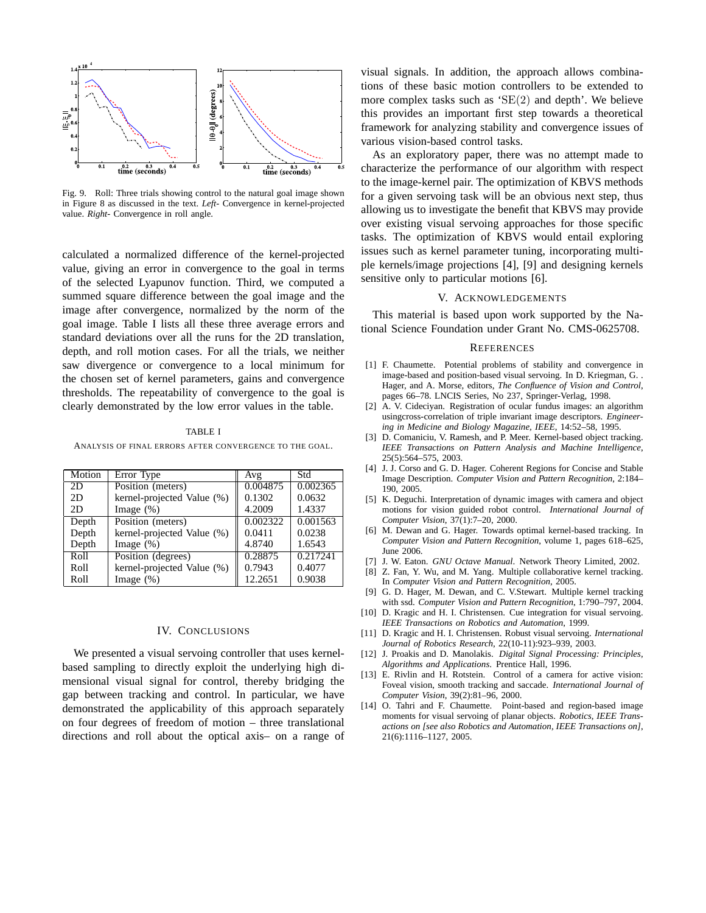x 10^-4

1.4
1.2
1
0.8
0.6
0.4
0.2
0

0 0.1 0.2 0.3 0.4 0.5
time (seconds)

12
10
8
6
4
2
0

0 0.1 0.2 0.3 0.4 0.5
time (seconds)

Fig. 9. Roll: Three trials showing control to the natural goal image shown in Figure 8 as discussed in the text. *Left*- Convergence in kernel-projected value. *Right*- Convergence in roll angle.

calculated a normalized difference of the kernel-projected value, giving an error in convergence to the goal in terms of the selected Lyapunov function. Third, we computed a summed square difference between the goal image and the image after convergence, normalized by the norm of the goal image. Table I lists all these three average errors and standard deviations over all the runs for the 2D translation, depth, and roll motion cases. For all the trials, we neither saw divergence or convergence to a local minimum for the chosen set of kernel parameters, gains and convergence thresholds. The repeatability of convergence to the goal is clearly demonstrated by the low error values in the table.

TABLE I

ANALYSIS OF FINAL ERRORS AFTER CONVERGENCE TO THE GOAL.

| Motion | Error Type | Avg | Std |
|---|---|---|---|
| 2D | Position (meters) | 0.004875 | 0.002365 |
| 2D | kernel-projected Value (%) | 0.1302 | 0.0632 |
| 2D | Image (%) | 4.2009 | 1.4337 |
| Depth | Position (meters) | 0.002322 | 0.001563 |
| Depth | kernel-projected Value (%) | 0.0411 | 0.0238 |
| Depth | Image (%) | 4.8740 | 1.6543 |
| Roll | Position (degrees) | 0.28875 | 0.217241 |
| Roll | kernel-projected Value (%) | 0.7943 | 0.4077 |
| Roll | Image (%) | 12.2651 | 0.9038 |

## IV. Conclusions

We presented a visual servoing controller that uses kernel-based sampling to directly exploit the underlying high dimensional visual signal for control, thereby bridging the gap between tracking and control. In particular, we have demonstrated the applicability of this approach separately on four degrees of freedom of motion – three translational directions and roll about the optical axis– on a range of visual signals. In addition, the approach allows combinations of these basic motion controllers to be extended to more complex tasks such as '$SE(2)$ and depth'. We believe this provides an important first step towards a theoretical framework for analyzing stability and convergence issues of various vision-based control tasks.

As an exploratory paper, there was no attempt made to characterize the performance of our algorithm with respect to the image-kernel pair. The optimization of KBVS methods for a given servoing task will be an obvious next step, thus allowing us to investigate the benefit that KBVS may provide over existing visual servoing approaches for those specific tasks. The optimization of KBVS would entail exploring issues such as kernel parameter tuning, incorporating multiple kernels/image projections [4], [9] and designing kernels sensitive only to particular motions [6].

## V. Acknowledgements

This material is based upon work supported by the National Science Foundation under Grant No. CMS-0625708.

## References

[1] F. Chaumette. Potential problems of stability and convergence in image-based and position-based visual servoing. In D. Kriegman, G. . Hager, and A. Morse, editors, *The Confluence of Vision and Control*, pages 66–78. LNCIS Series, No 237, Springer-Verlag, 1998.

[2] A. V. Cideciyan. Registration of ocular fundus images: an algorithm usingcross-correlation of triple invariant image descriptors. *Engineering in Medicine and Biology Magazine, IEEE*, 14:52–58, 1995.

[3] D. Comaniciu, V. Ramesh, and P. Meer. Kernel-based object tracking. *IEEE Transactions on Pattern Analysis and Machine Intelligence*, 25(5):564–575, 2003.

[4] J. J. Corso and G. D. Hager. Coherent Regions for Concise and Stable Image Description. *Computer Vision and Pattern Recognition*, 2:184–190, 2005.

[5] K. Deguchi. Interpretation of dynamic images with camera and object motions for vision guided robot control. *International Journal of Computer Vision*, 37(1):7–20, 2000.

[6] M. Dewan and G. Hager. Towards optimal kernel-based tracking. In *Computer Vision and Pattern Recognition*, volume 1, pages 618–625, June 2006.

[7] J. W. Eaton. *GNU Octave Manual*. Network Theory Limited, 2002.

[8] Z. Fan, Y. Wu, and M. Yang. Multiple collaborative kernel tracking. In *Computer Vision and Pattern Recognition*, 2005.

[9] G. D. Hager, M. Dewan, and C. V.Stewart. Multiple kernel tracking with ssd. *Computer Vision and Pattern Recognition*, 1:790–797, 2004.

[10] D. Kragic and H. I. Christensen. Cue integration for visual servoing. *IEEE Transactions on Robotics and Automation*, 1999.

[11] D. Kragic and H. I. Christensen. Robust visual servoing. *International Journal of Robotics Research*, 22(10-11):923–939, 2003.

[12] J. Proakis and D. Manolakis. *Digital Signal Processing: Principles, Algorithms and Applications*. Prentice Hall, 1996.

[13] E. Rivlin and H. Rotstein. Control of a camera for active vision: Foveal vision, smooth tracking and saccade. *International Journal of Computer Vision*, 39(2):81–96, 2000.

[14] O. Tahri and F. Chaumette. Point-based and region-based image moments for visual servoing of planar objects. *Robotics, IEEE Transactions on [see also Robotics and Automation, IEEE Transactions on]*, 21(6):1116–1127, 2005.